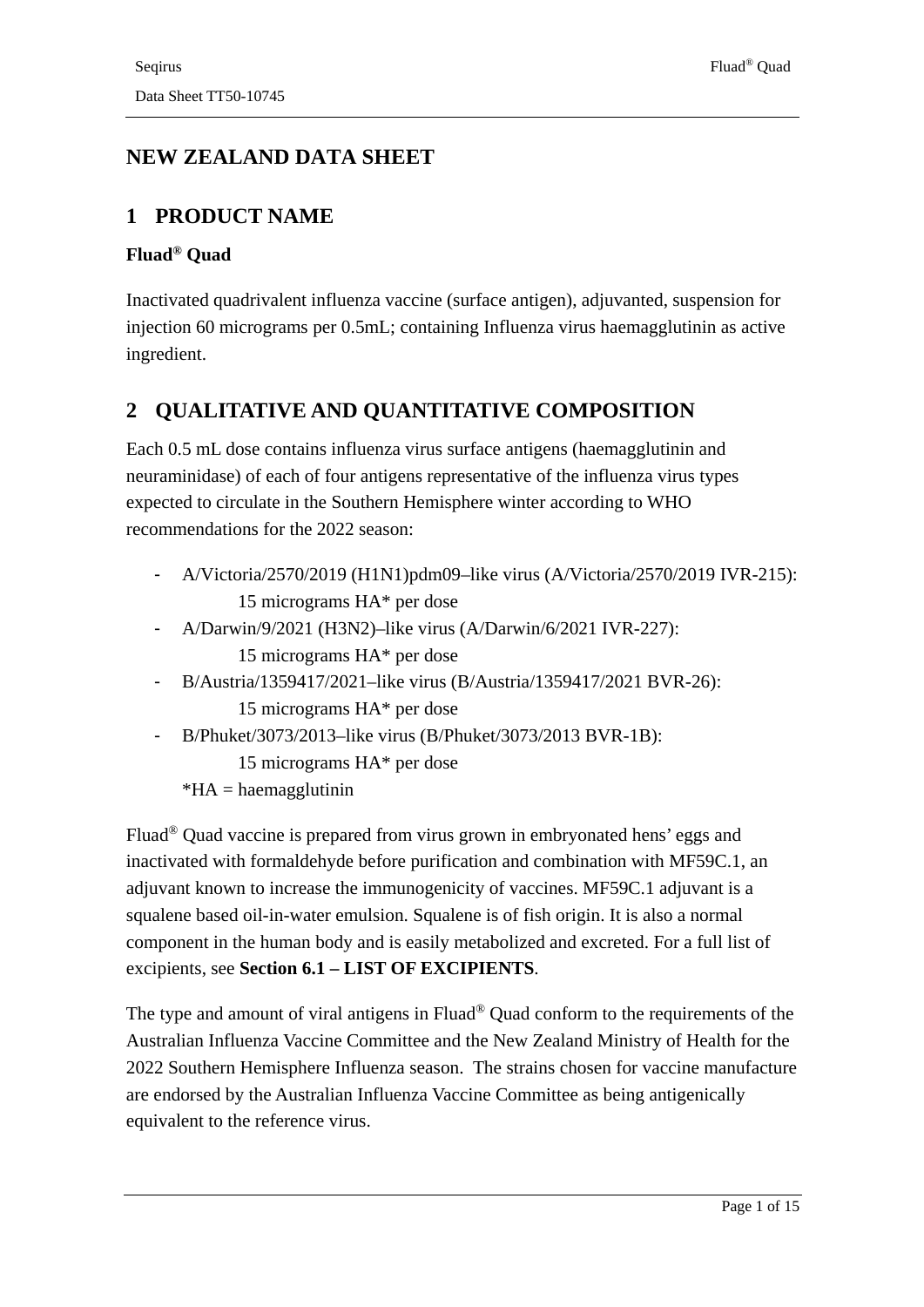# NEW ZEALAND DATA SHEET

## 1 PRODUCT NAME

**Fluad® Quad**

Inactivated quadrivalent influenza vaccine (surface antigen), adjuvanted, suspension for injection 60 micrograms per 0.5mL; containing Influenza virus haemagglutinin as active ingredient.

## 2 QUALITATIVE AND QUANTITATIVE COMPOSITION

Each 0.5 mL dose contains influenza virus surface antigens (haemagglutinin and neuraminidase) of each of four antigens representative of the influenza virus types expected to circulate in the Southern Hemisphere winter according to WHO recommendations for the 2022 season:

- A/Victoria/2570/2019 (H1N1)pdm09–like virus (A/Victoria/2570/2019 IVR-215):
  15 micrograms HA* per dose
- A/Darwin/9/2021 (H3N2)–like virus (A/Darwin/6/2021 IVR-227):
  15 micrograms HA* per dose
- B/Austria/1359417/2021–like virus (B/Austria/1359417/2021 BVR-26):
  15 micrograms HA* per dose
- B/Phuket/3073/2013–like virus (B/Phuket/3073/2013 BVR-1B):
  15 micrograms HA* per dose

*HA = haemagglutinin

Fluad® Quad vaccine is prepared from virus grown in embryonated hens' eggs and inactivated with formaldehyde before purification and combination with MF59C.1, an adjuvant known to increase the immunogenicity of vaccines. MF59C.1 adjuvant is a squalene based oil-in-water emulsion. Squalene is of fish origin. It is also a normal component in the human body and is easily metabolized and excreted. For a full list of excipients, see **Section 6.1 – LIST OF EXCIPIENTS**.

The type and amount of viral antigens in Fluad® Quad conform to the requirements of the Australian Influenza Vaccine Committee and the New Zealand Ministry of Health for the 2022 Southern Hemisphere Influenza season. The strains chosen for vaccine manufacture are endorsed by the Australian Influenza Vaccine Committee as being antigenically equivalent to the reference virus.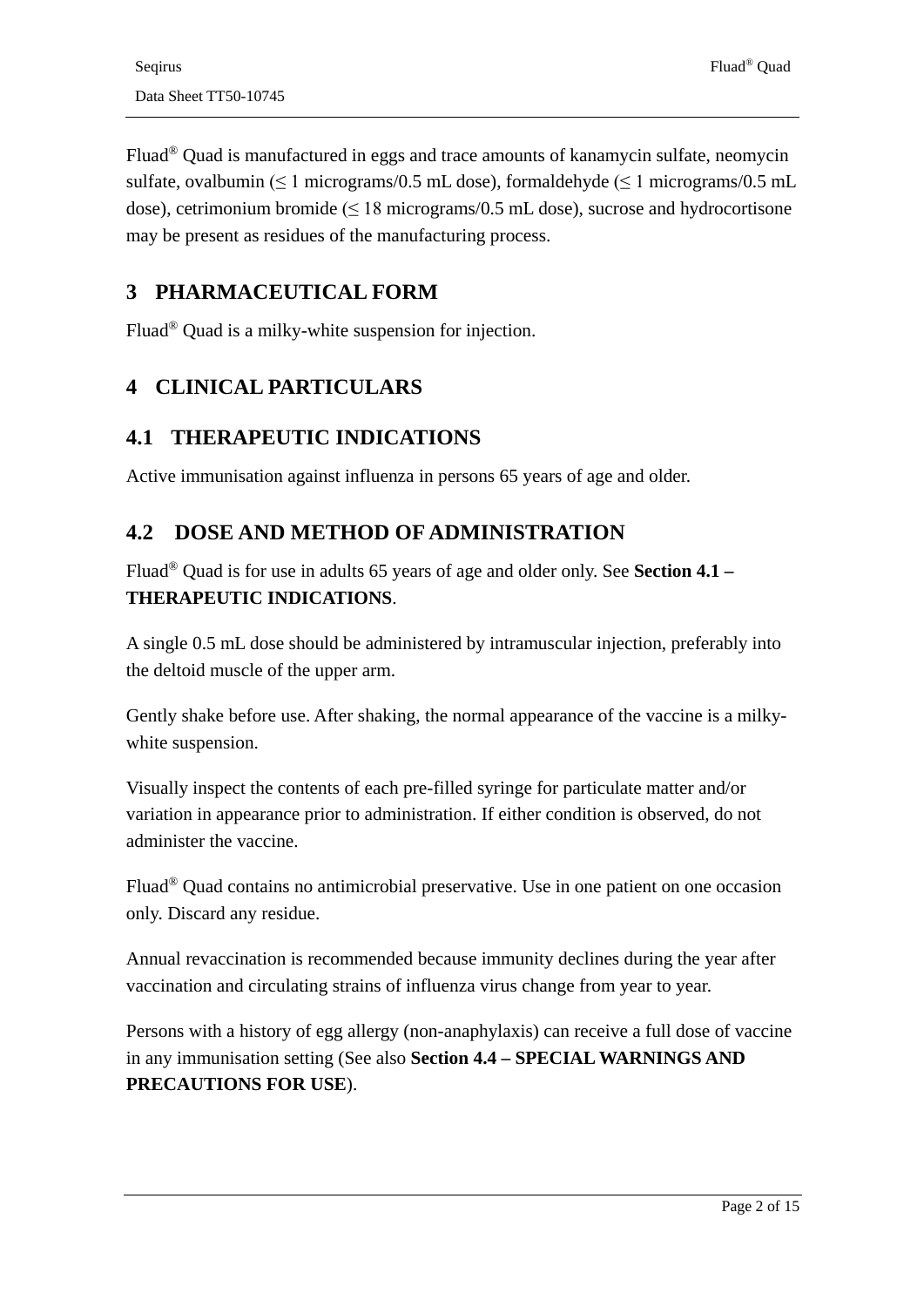Fluad® Quad is manufactured in eggs and trace amounts of kanamycin sulfate, neomycin sulfate, ovalbumin (≤ 1 micrograms/0.5 mL dose), formaldehyde (≤ 1 micrograms/0.5 mL dose), cetrimonium bromide (≤ 18 micrograms/0.5 mL dose), sucrose and hydrocortisone may be present as residues of the manufacturing process.

# 3 PHARMACEUTICAL FORM

Fluad® Quad is a milky-white suspension for injection.

# 4 CLINICAL PARTICULARS

## 4.1 THERAPEUTIC INDICATIONS

Active immunisation against influenza in persons 65 years of age and older.

## 4.2 DOSE AND METHOD OF ADMINISTRATION

Fluad® Quad is for use in adults 65 years of age and older only. See **Section 4.1 – THERAPEUTIC INDICATIONS**.

A single 0.5 mL dose should be administered by intramuscular injection, preferably into the deltoid muscle of the upper arm.

Gently shake before use. After shaking, the normal appearance of the vaccine is a milky-white suspension.

Visually inspect the contents of each pre-filled syringe for particulate matter and/or variation in appearance prior to administration. If either condition is observed, do not administer the vaccine.

Fluad® Quad contains no antimicrobial preservative. Use in one patient on one occasion only. Discard any residue.

Annual revaccination is recommended because immunity declines during the year after vaccination and circulating strains of influenza virus change from year to year.

Persons with a history of egg allergy (non-anaphylaxis) can receive a full dose of vaccine in any immunisation setting (See also **Section 4.4 – SPECIAL WARNINGS AND PRECAUTIONS FOR USE**).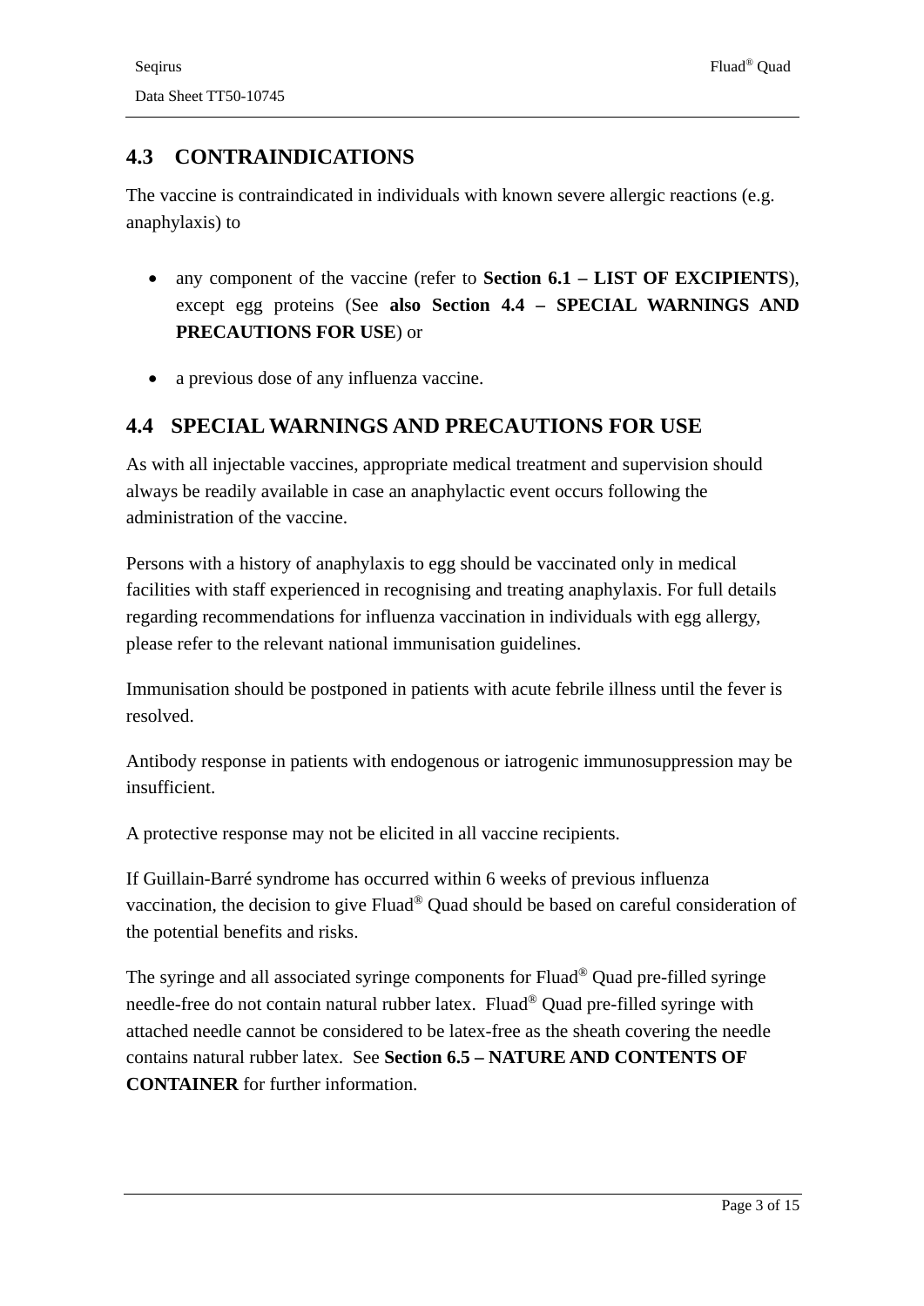## 4.3 CONTRAINDICATIONS

The vaccine is contraindicated in individuals with known severe allergic reactions (e.g. anaphylaxis) to

- any component of the vaccine (refer to **Section 6.1 – LIST OF EXCIPIENTS**), except egg proteins (See **also Section 4.4 – SPECIAL WARNINGS AND PRECAUTIONS FOR USE**) or
- a previous dose of any influenza vaccine.

## 4.4 SPECIAL WARNINGS AND PRECAUTIONS FOR USE

As with all injectable vaccines, appropriate medical treatment and supervision should always be readily available in case an anaphylactic event occurs following the administration of the vaccine.

Persons with a history of anaphylaxis to egg should be vaccinated only in medical facilities with staff experienced in recognising and treating anaphylaxis. For full details regarding recommendations for influenza vaccination in individuals with egg allergy, please refer to the relevant national immunisation guidelines.

Immunisation should be postponed in patients with acute febrile illness until the fever is resolved.

Antibody response in patients with endogenous or iatrogenic immunosuppression may be insufficient.

A protective response may not be elicited in all vaccine recipients.

If Guillain-Barré syndrome has occurred within 6 weeks of previous influenza vaccination, the decision to give Fluad® Quad should be based on careful consideration of the potential benefits and risks.

The syringe and all associated syringe components for Fluad® Quad pre-filled syringe needle-free do not contain natural rubber latex. Fluad® Quad pre-filled syringe with attached needle cannot be considered to be latex-free as the sheath covering the needle contains natural rubber latex. See **Section 6.5 – NATURE AND CONTENTS OF CONTAINER** for further information.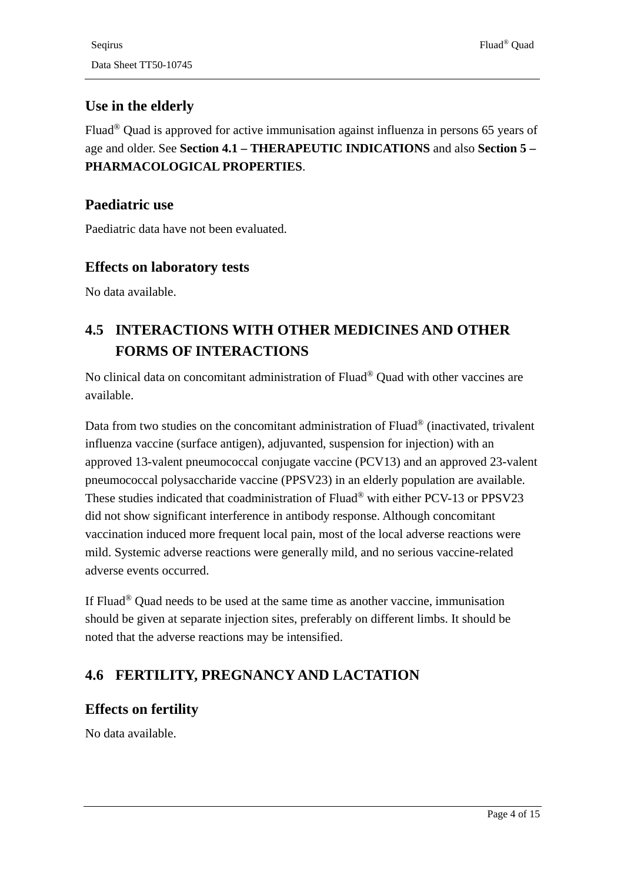### Use in the elderly

Fluad® Quad is approved for active immunisation against influenza in persons 65 years of age and older. See **Section 4.1 – THERAPEUTIC INDICATIONS** and also **Section 5 – PHARMACOLOGICAL PROPERTIES**.

### Paediatric use

Paediatric data have not been evaluated.

### Effects on laboratory tests

No data available.

## 4.5 INTERACTIONS WITH OTHER MEDICINES AND OTHER FORMS OF INTERACTIONS

No clinical data on concomitant administration of Fluad® Quad with other vaccines are available.

Data from two studies on the concomitant administration of Fluad® (inactivated, trivalent influenza vaccine (surface antigen), adjuvanted, suspension for injection) with an approved 13-valent pneumococcal conjugate vaccine (PCV13) and an approved 23-valent pneumococcal polysaccharide vaccine (PPSV23) in an elderly population are available. These studies indicated that coadministration of Fluad® with either PCV-13 or PPSV23 did not show significant interference in antibody response. Although concomitant vaccination induced more frequent local pain, most of the local adverse reactions were mild. Systemic adverse reactions were generally mild, and no serious vaccine-related adverse events occurred.

If Fluad® Quad needs to be used at the same time as another vaccine, immunisation should be given at separate injection sites, preferably on different limbs. It should be noted that the adverse reactions may be intensified.

## 4.6 FERTILITY, PREGNANCY AND LACTATION

### Effects on fertility

No data available.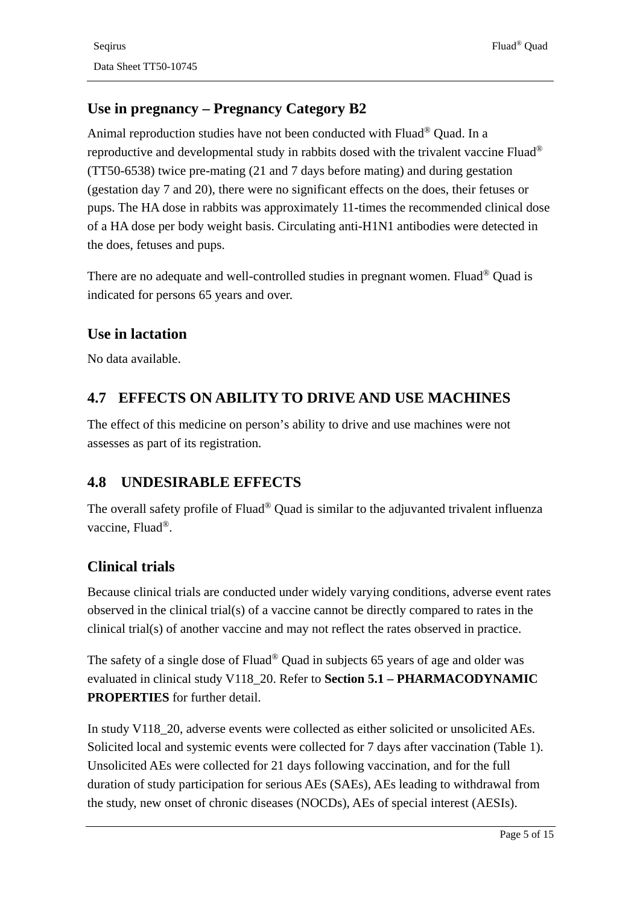### Use in pregnancy – Pregnancy Category B2

Animal reproduction studies have not been conducted with Fluad® Quad. In a reproductive and developmental study in rabbits dosed with the trivalent vaccine Fluad® (TT50-6538) twice pre-mating (21 and 7 days before mating) and during gestation (gestation day 7 and 20), there were no significant effects on the does, their fetuses or pups. The HA dose in rabbits was approximately 11-times the recommended clinical dose of a HA dose per body weight basis. Circulating anti-H1N1 antibodies were detected in the does, fetuses and pups.

There are no adequate and well-controlled studies in pregnant women. Fluad® Quad is indicated for persons 65 years and over.

### Use in lactation

No data available.

## 4.7 EFFECTS ON ABILITY TO DRIVE AND USE MACHINES

The effect of this medicine on person’s ability to drive and use machines were not assesses as part of its registration.

## 4.8 UNDESIRABLE EFFECTS

The overall safety profile of Fluad® Quad is similar to the adjuvanted trivalent influenza vaccine, Fluad®.

### Clinical trials

Because clinical trials are conducted under widely varying conditions, adverse event rates observed in the clinical trial(s) of a vaccine cannot be directly compared to rates in the clinical trial(s) of another vaccine and may not reflect the rates observed in practice.

The safety of a single dose of Fluad® Quad in subjects 65 years of age and older was evaluated in clinical study V118_20. Refer to **Section 5.1 – PHARMACODYNAMIC PROPERTIES** for further detail.

In study V118_20, adverse events were collected as either solicited or unsolicited AEs. Solicited local and systemic events were collected for 7 days after vaccination (Table 1). Unsolicited AEs were collected for 21 days following vaccination, and for the full duration of study participation for serious AEs (SAEs), AEs leading to withdrawal from the study, new onset of chronic diseases (NOCDs), AEs of special interest (AESIs).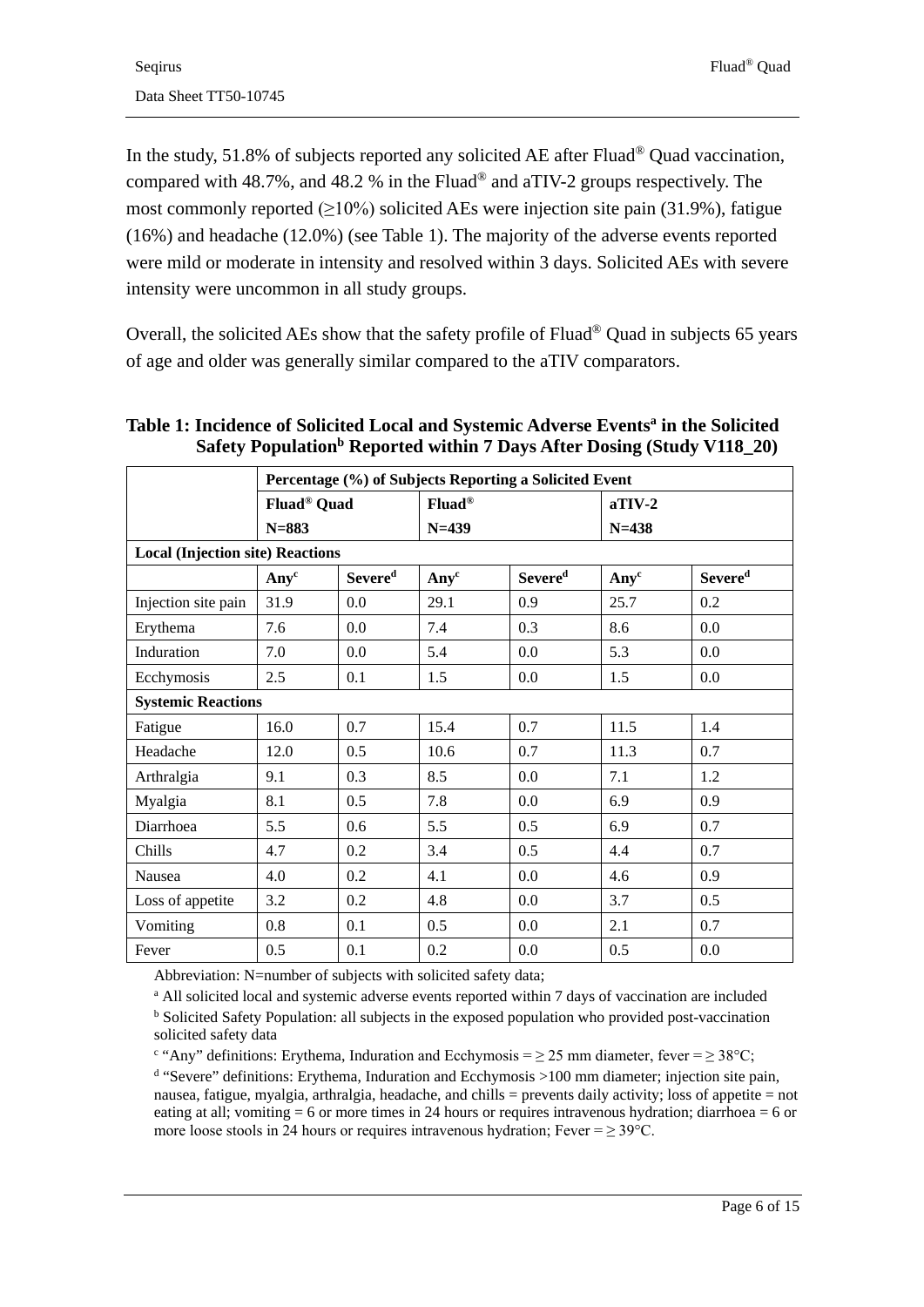In the study, 51.8% of subjects reported any solicited AE after Fluad® Quad vaccination, compared with 48.7%, and 48.2 % in the Fluad® and aTIV-2 groups respectively. The most commonly reported (≥10%) solicited AEs were injection site pain (31.9%), fatigue (16%) and headache (12.0%) (see Table 1). The majority of the adverse events reported were mild or moderate in intensity and resolved within 3 days. Solicited AEs with severe intensity were uncommon in all study groups.

Overall, the solicited AEs show that the safety profile of Fluad® Quad in subjects 65 years of age and older was generally similar compared to the aTIV comparators.

**Table 1: Incidence of Solicited Local and Systemic Adverse Events[a] in the Solicited Safety Population[b] Reported within 7 Days After Dosing (Study V118_20)**

| | Percentage (%) of Subjects Reporting a Solicited Event | | | | | |
|---|---|---|---|---|---|---|
| | **Fluad® Quad N=883** | | **Fluad® N=439** | | **aTIV-2 N=438** | |
| **Local (Injection site) Reactions** | | | | | | |
| | **Any[c]** | **Severe[d]** | **Any[c]** | **Severe[d]** | **Any[c]** | **Severe[d]** |
| Injection site pain | 31.9 | 0.0 | 29.1 | 0.9 | 25.7 | 0.2 |
| Erythema | 7.6 | 0.0 | 7.4 | 0.3 | 8.6 | 0.0 |
| Induration | 7.0 | 0.0 | 5.4 | 0.0 | 5.3 | 0.0 |
| Ecchymosis | 2.5 | 0.1 | 1.5 | 0.0 | 1.5 | 0.0 |
| **Systemic Reactions** | | | | | | |
| Fatigue | 16.0 | 0.7 | 15.4 | 0.7 | 11.5 | 1.4 |
| Headache | 12.0 | 0.5 | 10.6 | 0.7 | 11.3 | 0.7 |
| Arthralgia | 9.1 | 0.3 | 8.5 | 0.0 | 7.1 | 1.2 |
| Myalgia | 8.1 | 0.5 | 7.8 | 0.0 | 6.9 | 0.9 |
| Diarrhoea | 5.5 | 0.6 | 5.5 | 0.5 | 6.9 | 0.7 |
| Chills | 4.7 | 0.2 | 3.4 | 0.5 | 4.4 | 0.7 |
| Nausea | 4.0 | 0.2 | 4.1 | 0.0 | 4.6 | 0.9 |
| Loss of appetite | 3.2 | 0.2 | 4.8 | 0.0 | 3.7 | 0.5 |
| Vomiting | 0.8 | 0.1 | 0.5 | 0.0 | 2.1 | 0.7 |
| Fever | 0.5 | 0.1 | 0.2 | 0.0 | 0.5 | 0.0 |

Abbreviation: N=number of subjects with solicited safety data;

[a] All solicited local and systemic adverse events reported within 7 days of vaccination are included

[b] Solicited Safety Population: all subjects in the exposed population who provided post-vaccination solicited safety data

[c] "Any" definitions: Erythema, Induration and Ecchymosis = ≥ 25 mm diameter, fever = ≥ 38°C;

[d] "Severe" definitions: Erythema, Induration and Ecchymosis >100 mm diameter; injection site pain, nausea, fatigue, myalgia, arthralgia, headache, and chills = prevents daily activity; loss of appetite = not eating at all; vomiting = 6 or more times in 24 hours or requires intravenous hydration; diarrhoea = 6 or more loose stools in 24 hours or requires intravenous hydration; Fever = ≥ 39°C.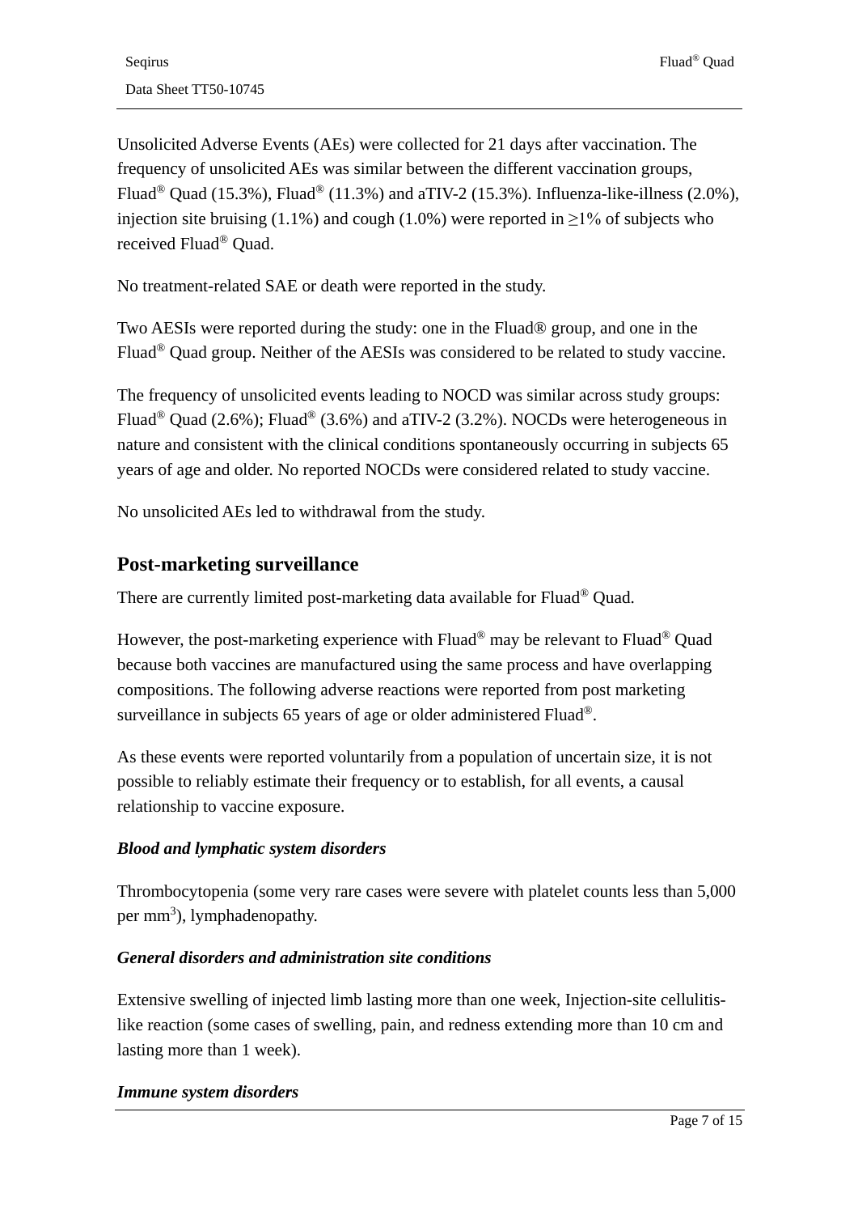Unsolicited Adverse Events (AEs) were collected for 21 days after vaccination. The frequency of unsolicited AEs was similar between the different vaccination groups, Fluad® Quad (15.3%), Fluad® (11.3%) and aTIV-2 (15.3%). Influenza-like-illness (2.0%), injection site bruising (1.1%) and cough (1.0%) were reported in ≥1% of subjects who received Fluad® Quad.

No treatment-related SAE or death were reported in the study.

Two AESIs were reported during the study: one in the Fluad® group, and one in the Fluad® Quad group. Neither of the AESIs was considered to be related to study vaccine.

The frequency of unsolicited events leading to NOCD was similar across study groups: Fluad® Quad (2.6%); Fluad® (3.6%) and aTIV-2 (3.2%). NOCDs were heterogeneous in nature and consistent with the clinical conditions spontaneously occurring in subjects 65 years of age and older. No reported NOCDs were considered related to study vaccine.

No unsolicited AEs led to withdrawal from the study.

## Post-marketing surveillance

There are currently limited post-marketing data available for Fluad® Quad.

However, the post-marketing experience with Fluad® may be relevant to Fluad® Quad because both vaccines are manufactured using the same process and have overlapping compositions. The following adverse reactions were reported from post marketing surveillance in subjects 65 years of age or older administered Fluad®.

As these events were reported voluntarily from a population of uncertain size, it is not possible to reliably estimate their frequency or to establish, for all events, a causal relationship to vaccine exposure.

***Blood and lymphatic system disorders***

Thrombocytopenia (some very rare cases were severe with platelet counts less than 5,000 per $mm^3$), lymphadenopathy.

***General disorders and administration site conditions***

Extensive swelling of injected limb lasting more than one week, Injection-site cellulitis-like reaction (some cases of swelling, pain, and redness extending more than 10 cm and lasting more than 1 week).

***Immune system disorders***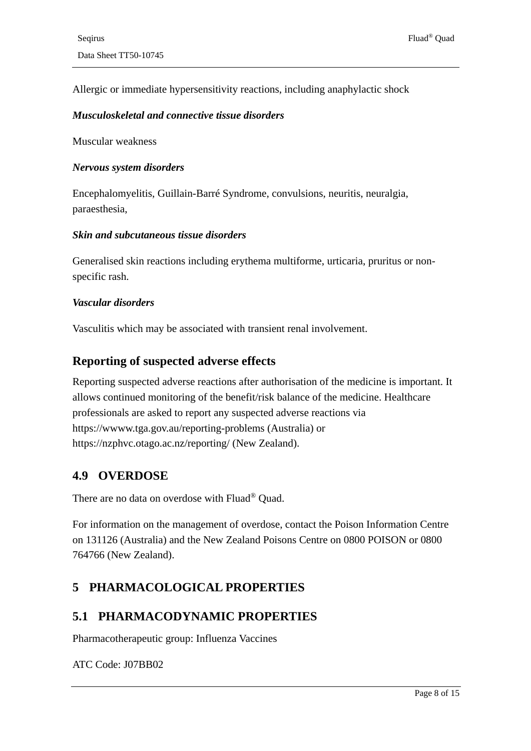Allergic or immediate hypersensitivity reactions, including anaphylactic shock

***Musculoskeletal and connective tissue disorders***

Muscular weakness

***Nervous system disorders***

Encephalomyelitis, Guillain-Barré Syndrome, convulsions, neuritis, neuralgia, paraesthesia,

***Skin and subcutaneous tissue disorders***

Generalised skin reactions including erythema multiforme, urticaria, pruritus or non-specific rash.

***Vascular disorders***

Vasculitis which may be associated with transient renal involvement.

## Reporting of suspected adverse effects

Reporting suspected adverse reactions after authorisation of the medicine is important. It allows continued monitoring of the benefit/risk balance of the medicine. Healthcare professionals are asked to report any suspected adverse reactions via https://wwww.tga.gov.au/reporting-problems (Australia) or https://nzphvc.otago.ac.nz/reporting/ (New Zealand).

## 4.9 OVERDOSE

There are no data on overdose with Fluad® Quad.

For information on the management of overdose, contact the Poison Information Centre on 131126 (Australia) and the New Zealand Poisons Centre on 0800 POISON or 0800 764766 (New Zealand).

# 5 PHARMACOLOGICAL PROPERTIES

## 5.1 PHARMACODYNAMIC PROPERTIES

Pharmacotherapeutic group: Influenza Vaccines

ATC Code: J07BB02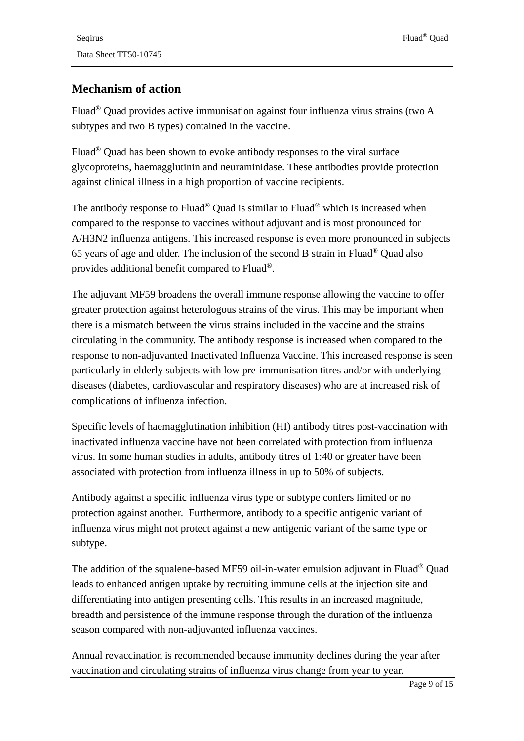## Mechanism of action

Fluad® Quad provides active immunisation against four influenza virus strains (two A subtypes and two B types) contained in the vaccine.

Fluad® Quad has been shown to evoke antibody responses to the viral surface glycoproteins, haemagglutinin and neuraminidase. These antibodies provide protection against clinical illness in a high proportion of vaccine recipients.

The antibody response to Fluad® Quad is similar to Fluad® which is increased when compared to the response to vaccines without adjuvant and is most pronounced for A/H3N2 influenza antigens. This increased response is even more pronounced in subjects 65 years of age and older. The inclusion of the second B strain in Fluad® Quad also provides additional benefit compared to Fluad®.

The adjuvant MF59 broadens the overall immune response allowing the vaccine to offer greater protection against heterologous strains of the virus. This may be important when there is a mismatch between the virus strains included in the vaccine and the strains circulating in the community. The antibody response is increased when compared to the response to non-adjuvanted Inactivated Influenza Vaccine. This increased response is seen particularly in elderly subjects with low pre-immunisation titres and/or with underlying diseases (diabetes, cardiovascular and respiratory diseases) who are at increased risk of complications of influenza infection.

Specific levels of haemagglutination inhibition (HI) antibody titres post-vaccination with inactivated influenza vaccine have not been correlated with protection from influenza virus. In some human studies in adults, antibody titres of 1:40 or greater have been associated with protection from influenza illness in up to 50% of subjects.

Antibody against a specific influenza virus type or subtype confers limited or no protection against another. Furthermore, antibody to a specific antigenic variant of influenza virus might not protect against a new antigenic variant of the same type or subtype.

The addition of the squalene-based MF59 oil-in-water emulsion adjuvant in Fluad® Quad leads to enhanced antigen uptake by recruiting immune cells at the injection site and differentiating into antigen presenting cells. This results in an increased magnitude, breadth and persistence of the immune response through the duration of the influenza season compared with non-adjuvanted influenza vaccines.

Annual revaccination is recommended because immunity declines during the year after vaccination and circulating strains of influenza virus change from year to year.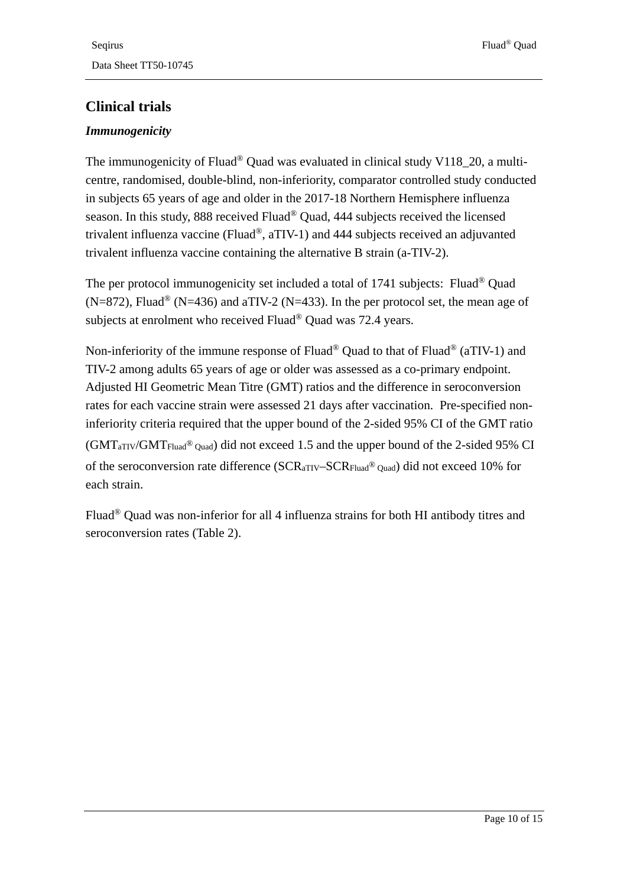## Clinical trials

### *Immunogenicity*

The immunogenicity of Fluad® Quad was evaluated in clinical study V118_20, a multi-centre, randomised, double-blind, non-inferiority, comparator controlled study conducted in subjects 65 years of age and older in the 2017-18 Northern Hemisphere influenza season. In this study, 888 received Fluad® Quad, 444 subjects received the licensed trivalent influenza vaccine (Fluad®, aTIV-1) and 444 subjects received an adjuvanted trivalent influenza vaccine containing the alternative B strain (a-TIV-2).

The per protocol immunogenicity set included a total of 1741 subjects: Fluad® Quad (N=872), Fluad® (N=436) and aTIV-2 (N=433). In the per protocol set, the mean age of subjects at enrolment who received Fluad® Quad was 72.4 years.

Non-inferiority of the immune response of Fluad® Quad to that of Fluad® (aTIV-1) and TIV-2 among adults 65 years of age or older was assessed as a co-primary endpoint. Adjusted HI Geometric Mean Titre (GMT) ratios and the difference in seroconversion rates for each vaccine strain were assessed 21 days after vaccination. Pre-specified non-inferiority criteria required that the upper bound of the 2-sided 95% CI of the GMT ratio ($GMT_{aTIV}/GMT_{Fluad® Quad}$) did not exceed 1.5 and the upper bound of the 2-sided 95% CI of the seroconversion rate difference ($SCR_{aTIV}–SCR_{Fluad® Quad}$) did not exceed 10% for each strain.

Fluad® Quad was non-inferior for all 4 influenza strains for both HI antibody titres and seroconversion rates (Table 2).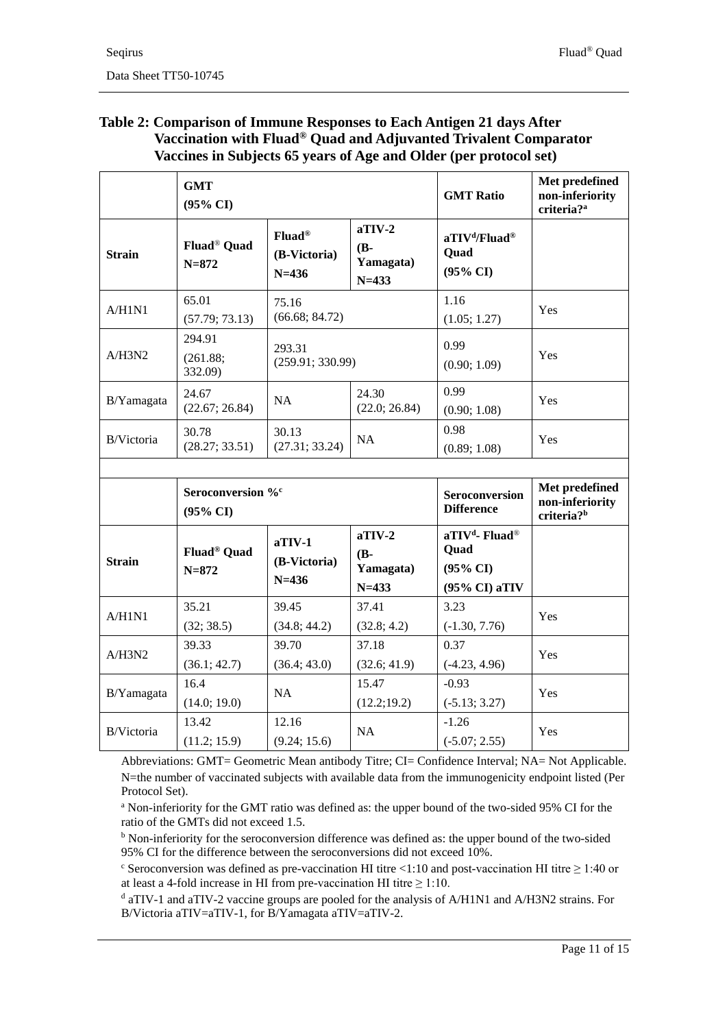**Table 2: Comparison of Immune Responses to Each Antigen 21 days After Vaccination with Fluad® Quad and Adjuvanted Trivalent Comparator Vaccines in Subjects 65 years of Age and Older (per protocol set)**

| | **GMT (95% CI)** | | | **GMT Ratio** | **Met predefined non-inferiority criteria?[a]** |
|---|---|---|---|---|---|
| **Strain** | **Fluad® Quad N=872** | **Fluad® (B-Victoria) N=436** | **aTIV-2 (B-Yamagata) N=433** | **aTIV[d]/Fluad® Quad (95% CI)** | |
| A/H1N1 | 65.01 (57.79; 73.13) | 75.16 (66.68; 84.72) | | 1.16 (1.05; 1.27) | Yes |
| A/H3N2 | 294.91 (261.88; 332.09) | 293.31 (259.91; 330.99) | | 0.99 (0.90; 1.09) | Yes |
| B/Yamagata | 24.67 (22.67; 26.84) | NA | 24.30 (22.0; 26.84) | 0.99 (0.90; 1.08) | Yes |
| B/Victoria | 30.78 (28.27; 33.51) | 30.13 (27.31; 33.24) | NA | 0.98 (0.89; 1.08) | Yes |
| | | | | | |
| | **Seroconversion %[c] (95% CI)** | | | **Seroconversion Difference** | **Met predefined non-inferiority criteria?[b]** |
| **Strain** | **Fluad® Quad N=872** | **aTIV-1 (B-Victoria) N=436** | **aTIV-2 (B-Yamagata) N=433** | **aTIV[d]- Fluad® Quad (95% CI) (95% CI) aTIV** | |
| A/H1N1 | 35.21 (32; 38.5) | 39.45 (34.8; 44.2) | 37.41 (32.8; 4.2) | 3.23 (-1.30, 7.76) | Yes |
| A/H3N2 | 39.33 (36.1; 42.7) | 39.70 (36.4; 43.0) | 37.18 (32.6; 41.9) | 0.37 (-4.23, 4.96) | Yes |
| B/Yamagata | 16.4 (14.0; 19.0) | NA | 15.47 (12.2;19.2) | -0.93 (-5.13; 3.27) | Yes |
| B/Victoria | 13.42 (11.2; 15.9) | 12.16 (9.24; 15.6) | NA | -1.26 (-5.07; 2.55) | Yes |

Abbreviations: GMT= Geometric Mean antibody Titre; CI= Confidence Interval; NA= Not Applicable. N=the number of vaccinated subjects with available data from the immunogenicity endpoint listed (Per Protocol Set).

[a] Non-inferiority for the GMT ratio was defined as: the upper bound of the two-sided 95% CI for the ratio of the GMTs did not exceed 1.5.

[b] Non-inferiority for the seroconversion difference was defined as: the upper bound of the two-sided 95% CI for the difference between the seroconversions did not exceed 10%.

[c] Seroconversion was defined as pre-vaccination HI titre <1:10 and post-vaccination HI titre ≥ 1:40 or at least a 4-fold increase in HI from pre-vaccination HI titre ≥ 1:10.

[d] aTIV-1 and aTIV-2 vaccine groups are pooled for the analysis of A/H1N1 and A/H3N2 strains. For B/Victoria aTIV=aTIV-1, for B/Yamagata aTIV=aTIV-2.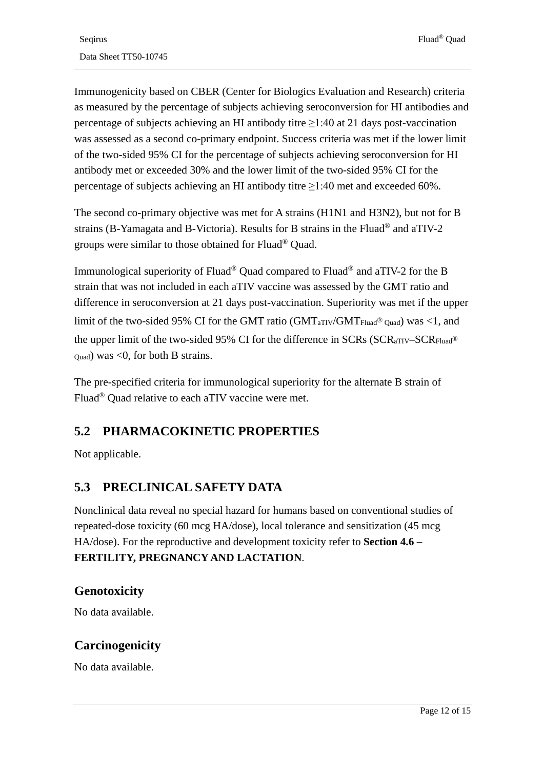Immunogenicity based on CBER (Center for Biologics Evaluation and Research) criteria as measured by the percentage of subjects achieving seroconversion for HI antibodies and percentage of subjects achieving an HI antibody titre ≥1:40 at 21 days post-vaccination was assessed as a second co-primary endpoint. Success criteria was met if the lower limit of the two-sided 95% CI for the percentage of subjects achieving seroconversion for HI antibody met or exceeded 30% and the lower limit of the two-sided 95% CI for the percentage of subjects achieving an HI antibody titre ≥1:40 met and exceeded 60%.

The second co-primary objective was met for A strains (H1N1 and H3N2), but not for B strains (B-Yamagata and B-Victoria). Results for B strains in the Fluad® and aTIV-2 groups were similar to those obtained for Fluad® Quad.

Immunological superiority of Fluad® Quad compared to Fluad® and aTIV-2 for the B strain that was not included in each aTIV vaccine was assessed by the GMT ratio and difference in seroconversion at 21 days post-vaccination. Superiority was met if the upper limit of the two-sided 95% CI for the GMT ratio ($GMT_{aTIV}/GMT_{Fluad® Quad}$) was <1, and the upper limit of the two-sided 95% CI for the difference in SCRs ($SCR_{aTIV}–SCR_{Fluad® Quad}$) was <0, for both B strains.

The pre-specified criteria for immunological superiority for the alternate B strain of Fluad® Quad relative to each aTIV vaccine were met.

## 5.2 PHARMACOKINETIC PROPERTIES

Not applicable.

## 5.3 PRECLINICAL SAFETY DATA

Nonclinical data reveal no special hazard for humans based on conventional studies of repeated-dose toxicity (60 mcg HA/dose), local tolerance and sensitization (45 mcg HA/dose). For the reproductive and development toxicity refer to **Section 4.6 – FERTILITY, PREGNANCY AND LACTATION**.

### Genotoxicity

No data available.

### Carcinogenicity

No data available.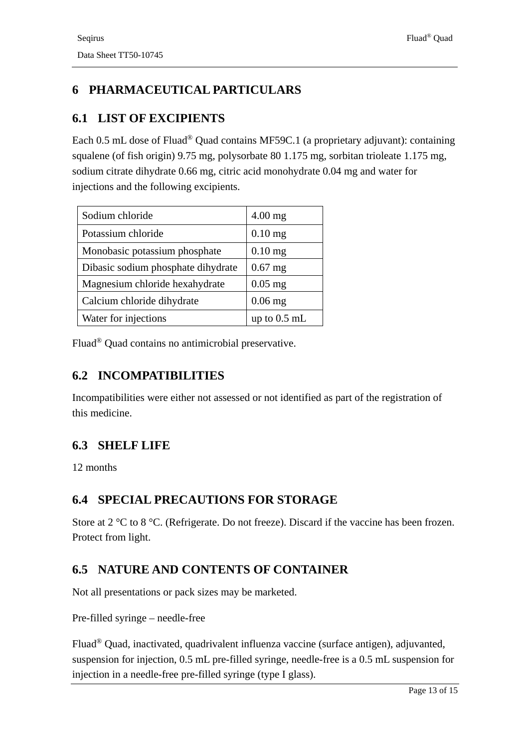# 6 PHARMACEUTICAL PARTICULARS

## 6.1 LIST OF EXCIPIENTS

Each 0.5 mL dose of Fluad® Quad contains MF59C.1 (a proprietary adjuvant): containing squalene (of fish origin) 9.75 mg, polysorbate 80 1.175 mg, sorbitan trioleate 1.175 mg, sodium citrate dihydrate 0.66 mg, citric acid monohydrate 0.04 mg and water for injections and the following excipients.

| Sodium chloride | 4.00 mg |
|---|---|
| Potassium chloride | 0.10 mg |
| Monobasic potassium phosphate | 0.10 mg |
| Dibasic sodium phosphate dihydrate | 0.67 mg |
| Magnesium chloride hexahydrate | 0.05 mg |
| Calcium chloride dihydrate | 0.06 mg |
| Water for injections | up to 0.5 mL |

Fluad® Quad contains no antimicrobial preservative.

## 6.2 INCOMPATIBILITIES

Incompatibilities were either not assessed or not identified as part of the registration of this medicine.

## 6.3 SHELF LIFE

12 months

## 6.4 SPECIAL PRECAUTIONS FOR STORAGE

Store at 2 °C to 8 °C. (Refrigerate. Do not freeze). Discard if the vaccine has been frozen. Protect from light.

## 6.5 NATURE AND CONTENTS OF CONTAINER

Not all presentations or pack sizes may be marketed.

Pre-filled syringe – needle-free

Fluad® Quad, inactivated, quadrivalent influenza vaccine (surface antigen), adjuvanted, suspension for injection, 0.5 mL pre-filled syringe, needle-free is a 0.5 mL suspension for injection in a needle-free pre-filled syringe (type I glass).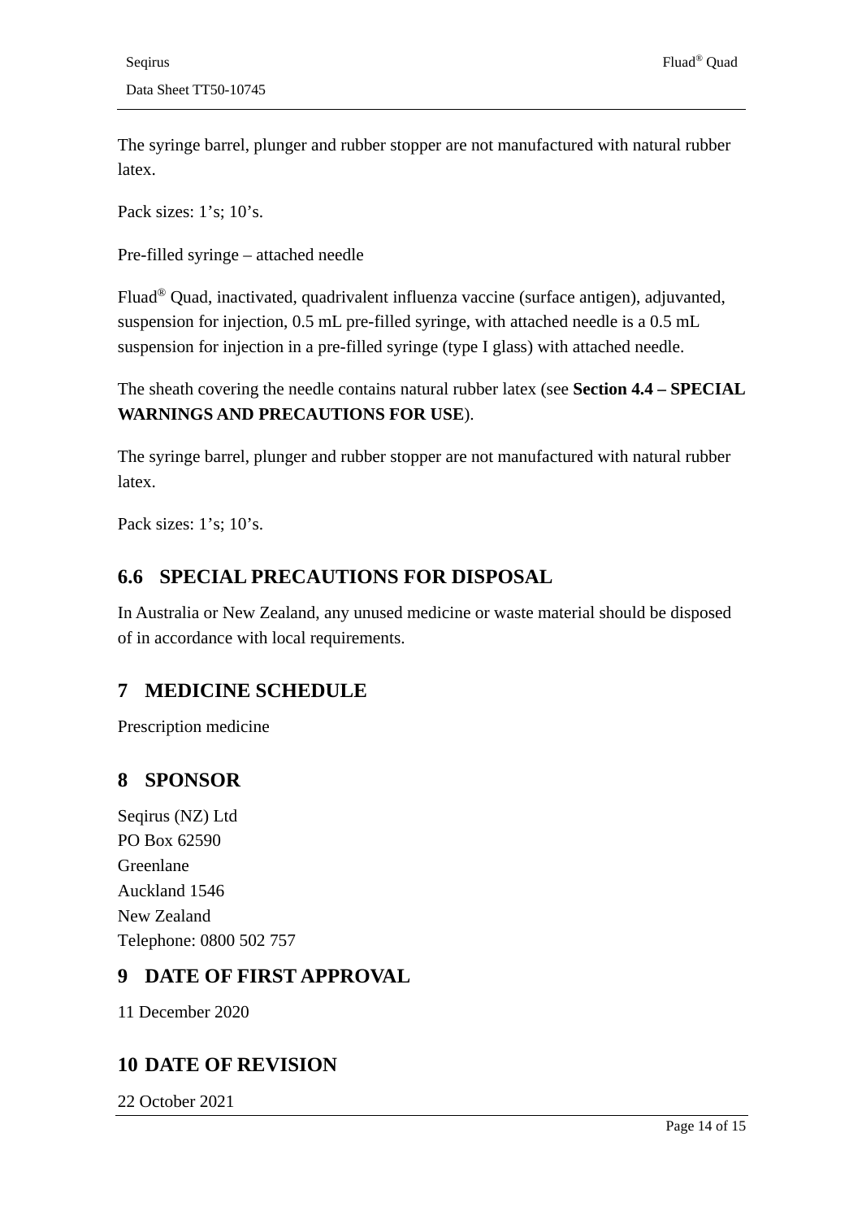The syringe barrel, plunger and rubber stopper are not manufactured with natural rubber latex.

Pack sizes: 1's; 10's.

Pre-filled syringe – attached needle

Fluad® Quad, inactivated, quadrivalent influenza vaccine (surface antigen), adjuvanted, suspension for injection, 0.5 mL pre-filled syringe, with attached needle is a 0.5 mL suspension for injection in a pre-filled syringe (type I glass) with attached needle.

The sheath covering the needle contains natural rubber latex (see **Section 4.4 – SPECIAL WARNINGS AND PRECAUTIONS FOR USE**).

The syringe barrel, plunger and rubber stopper are not manufactured with natural rubber latex.

Pack sizes: 1's; 10's.

## 6.6 SPECIAL PRECAUTIONS FOR DISPOSAL

In Australia or New Zealand, any unused medicine or waste material should be disposed of in accordance with local requirements.

# 7 MEDICINE SCHEDULE

Prescription medicine

# 8 SPONSOR

Seqirus (NZ) Ltd
PO Box 62590
Greenlane
Auckland 1546
New Zealand
Telephone: 0800 502 757

# 9 DATE OF FIRST APPROVAL

11 December 2020

# 10 DATE OF REVISION

22 October 2021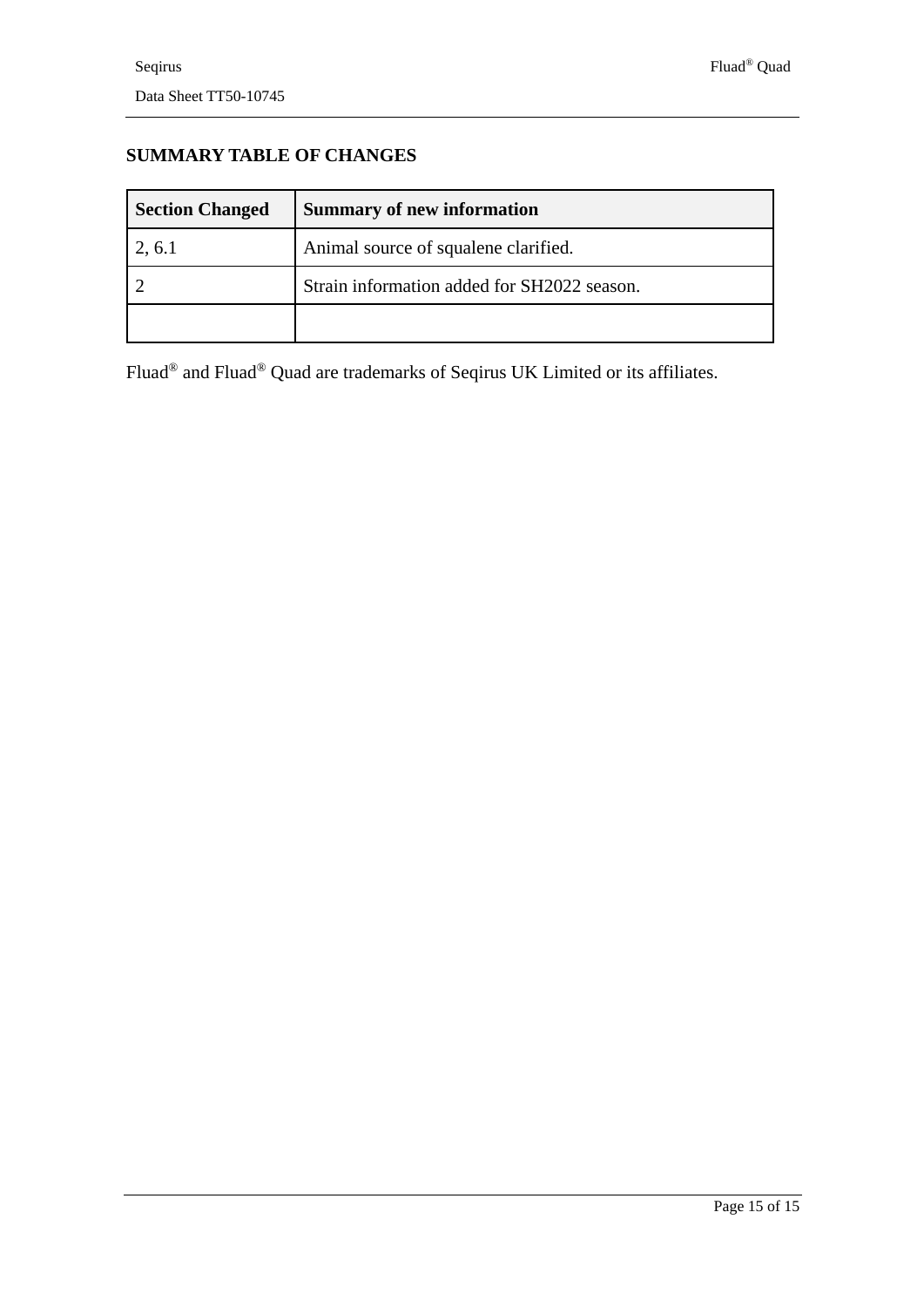## SUMMARY TABLE OF CHANGES

| Section Changed | Summary of new information |
| --- | --- |
| 2, 6.1 | Animal source of squalene clarified. |
| 2 | Strain information added for SH2022 season. |
| | |

Fluad® and Fluad® Quad are trademarks of Seqirus UK Limited or its affiliates.